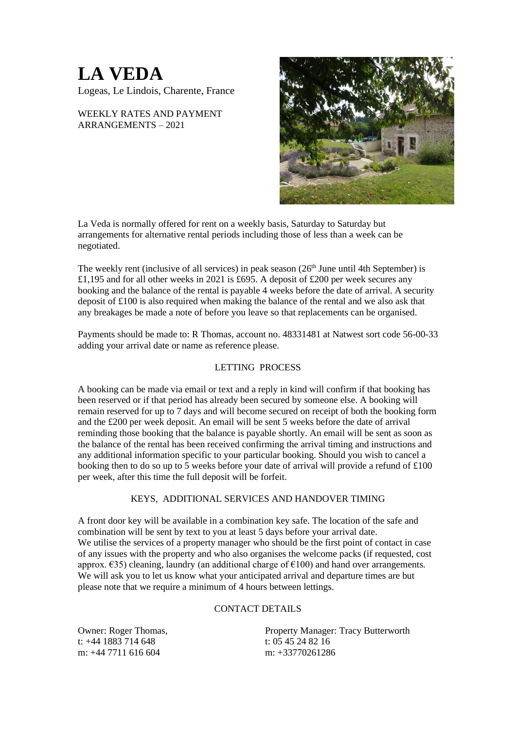# LA VEDA

Logeas, Le Lindois, Charente, France

WEEKLY RATES AND PAYMENT ARRANGEMENTS – 2021

La Veda is normally offered for rent on a weekly basis, Saturday to Saturday but arrangements for alternative rental periods including those of less than a week can be negotiated.

The weekly rent (inclusive of all services) in peak season (26th June until 4th September) is £1,195 and for all other weeks in 2021 is £695. A deposit of £200 per week secures any booking and the balance of the rental is payable 4 weeks before the date of arrival. A security deposit of £100 is also required when making the balance of the rental and we also ask that any breakages be made a note of before you leave so that replacements can be organised.

Payments should be made to: R Thomas, account no. 48331481 at Natwest sort code 56-00-33 adding your arrival date or name as reference please.

## LETTING PROCESS

A booking can be made via email or text and a reply in kind will confirm if that booking has been reserved or if that period has already been secured by someone else. A booking will remain reserved for up to 7 days and will become secured on receipt of both the booking form and the £200 per week deposit. An email will be sent 5 weeks before the date of arrival reminding those booking that the balance is payable shortly. An email will be sent as soon as the balance of the rental has been received confirming the arrival timing and instructions and any additional information specific to your particular booking. Should you wish to cancel a booking then to do so up to 5 weeks before your date of arrival will provide a refund of £100 per week, after this time the full deposit will be forfeit.

## KEYS, ADDITIONAL SERVICES AND HANDOVER TIMING

A front door key will be available in a combination key safe. The location of the safe and combination will be sent by text to you at least 5 days before your arrival date.
We utilise the services of a property manager who should be the first point of contact in case of any issues with the property and who also organises the welcome packs (if requested, cost approx. €35) cleaning, laundry (an additional charge of €100) and hand over arrangements. We will ask you to let us know what your anticipated arrival and departure times are but please note that we require a minimum of 4 hours between lettings.

## CONTACT DETAILS

Owner: Roger Thomas,
t: +44 1883 714 648
m: +44 7711 616 604

Property Manager: Tracy Butterworth
t: 05 45 24 82 16
m: +33770261286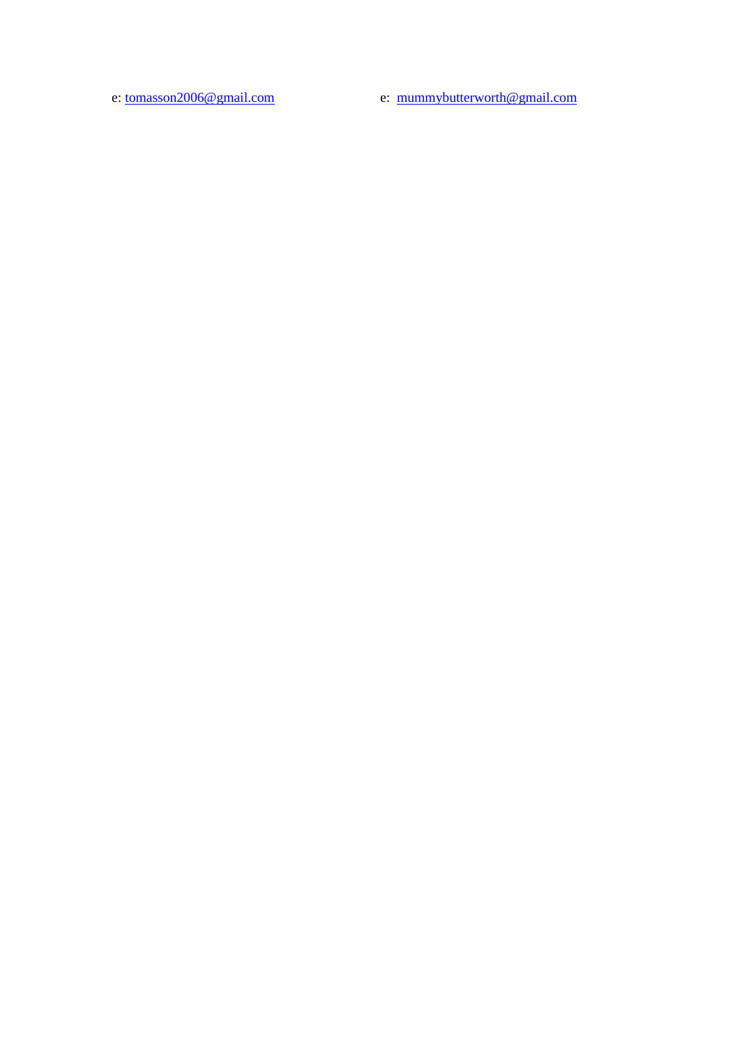e: tomasson2006@gmail.com e: mummybutterworth@gmail.com